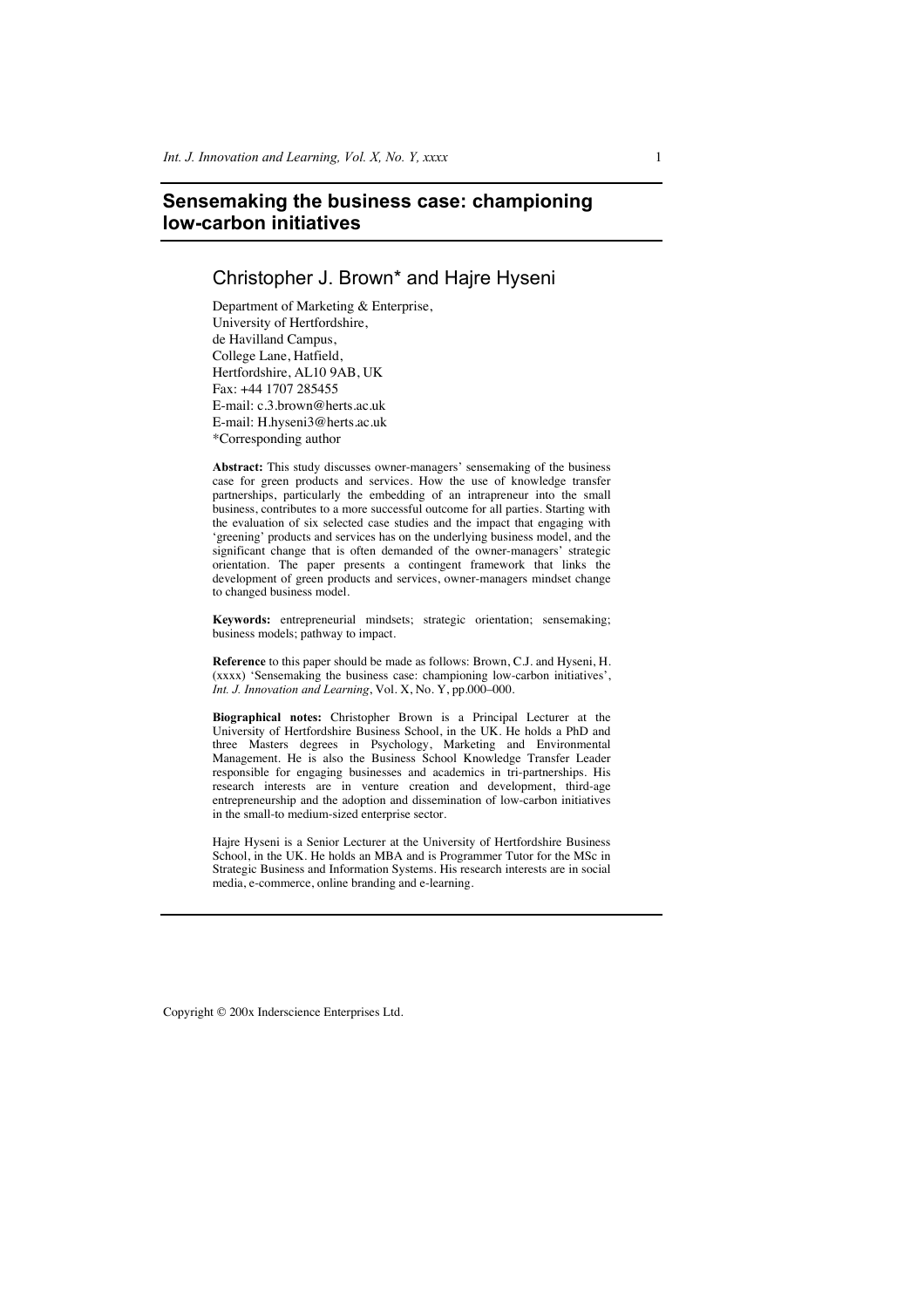# Sensemaking the business case: championing low-carbon initiatives

## Christopher J. Brown* and Hajre Hyseni

Department of Marketing & Enterprise,
University of Hertfordshire,
de Havilland Campus,
College Lane, Hatfield,
Hertfordshire, AL10 9AB, UK
Fax: +44 1707 285455
E-mail: c.3.brown@herts.ac.uk
E-mail: H.hyseni3@herts.ac.uk
*Corresponding author

**Abstract:** This study discusses owner-managers' sensemaking of the business case for green products and services. How the use of knowledge transfer partnerships, particularly the embedding of an intrapreneur into the small business, contributes to a more successful outcome for all parties. Starting with the evaluation of six selected case studies and the impact that engaging with 'greening' products and services has on the underlying business model, and the significant change that is often demanded of the owner-managers' strategic orientation. The paper presents a contingent framework that links the development of green products and services, owner-managers mindset change to changed business model.

**Keywords:** entrepreneurial mindsets; strategic orientation; sensemaking; business models; pathway to impact.

**Reference** to this paper should be made as follows: Brown, C.J. and Hyseni, H. (xxxx) 'Sensemaking the business case: championing low-carbon initiatives', *Int. J. Innovation and Learning*, Vol. X, No. Y, pp.000–000.

**Biographical notes:** Christopher Brown is a Principal Lecturer at the University of Hertfordshire Business School, in the UK. He holds a PhD and three Masters degrees in Psychology, Marketing and Environmental Management. He is also the Business School Knowledge Transfer Leader responsible for engaging businesses and academics in tri-partnerships. His research interests are in venture creation and development, third-age entrepreneurship and the adoption and dissemination of low-carbon initiatives in the small-to medium-sized enterprise sector.

Hajre Hyseni is a Senior Lecturer at the University of Hertfordshire Business School, in the UK. He holds an MBA and is Programmer Tutor for the MSc in Strategic Business and Information Systems. His research interests are in social media, e-commerce, online branding and e-learning.

Copyright © 200x Inderscience Enterprises Ltd.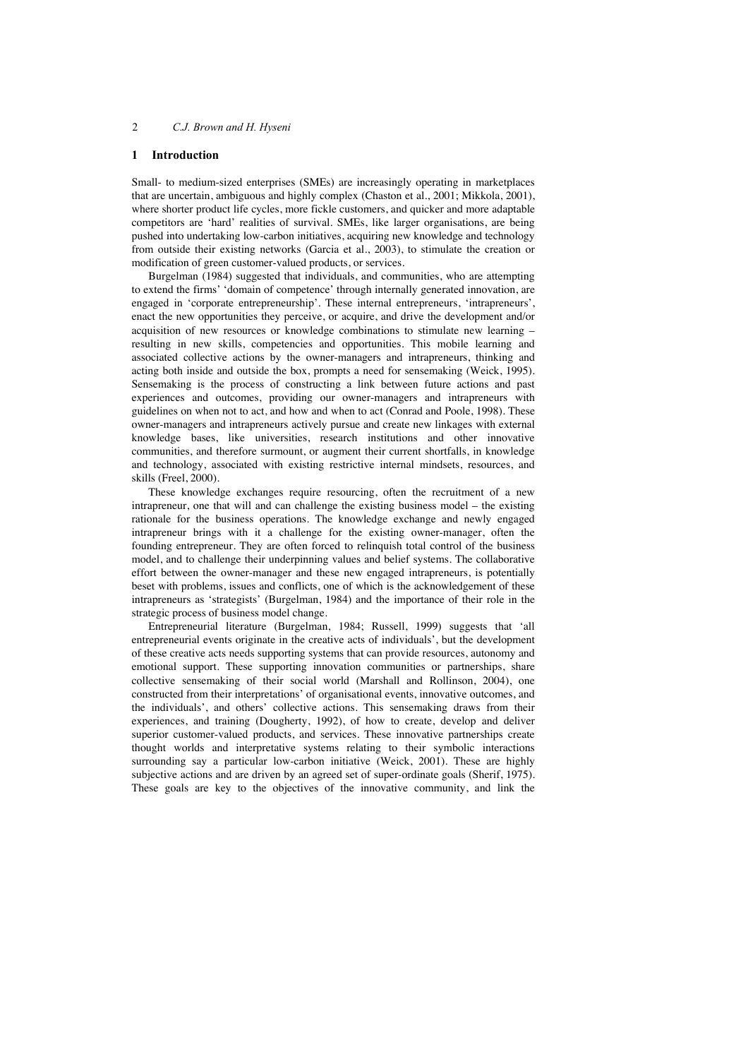## 1 Introduction

Small- to medium-sized enterprises (SMEs) are increasingly operating in marketplaces that are uncertain, ambiguous and highly complex (Chaston et al., 2001; Mikkola, 2001), where shorter product life cycles, more fickle customers, and quicker and more adaptable competitors are 'hard' realities of survival. SMEs, like larger organisations, are being pushed into undertaking low-carbon initiatives, acquiring new knowledge and technology from outside their existing networks (Garcia et al., 2003), to stimulate the creation or modification of green customer-valued products, or services.

Burgelman (1984) suggested that individuals, and communities, who are attempting to extend the firms' 'domain of competence' through internally generated innovation, are engaged in 'corporate entrepreneurship'. These internal entrepreneurs, 'intrapreneurs', enact the new opportunities they perceive, or acquire, and drive the development and/or acquisition of new resources or knowledge combinations to stimulate new learning – resulting in new skills, competencies and opportunities. This mobile learning and associated collective actions by the owner-managers and intrapreneurs, thinking and acting both inside and outside the box, prompts a need for sensemaking (Weick, 1995). Sensemaking is the process of constructing a link between future actions and past experiences and outcomes, providing our owner-managers and intrapreneurs with guidelines on when not to act, and how and when to act (Conrad and Poole, 1998). These owner-managers and intrapreneurs actively pursue and create new linkages with external knowledge bases, like universities, research institutions and other innovative communities, and therefore surmount, or augment their current shortfalls, in knowledge and technology, associated with existing restrictive internal mindsets, resources, and skills (Freel, 2000).

These knowledge exchanges require resourcing, often the recruitment of a new intrapreneur, one that will and can challenge the existing business model – the existing rationale for the business operations. The knowledge exchange and newly engaged intrapreneur brings with it a challenge for the existing owner-manager, often the founding entrepreneur. They are often forced to relinquish total control of the business model, and to challenge their underpinning values and belief systems. The collaborative effort between the owner-manager and these new engaged intrapreneurs, is potentially beset with problems, issues and conflicts, one of which is the acknowledgement of these intrapreneurs as 'strategists' (Burgelman, 1984) and the importance of their role in the strategic process of business model change.

Entrepreneurial literature (Burgelman, 1984; Russell, 1999) suggests that 'all entrepreneurial events originate in the creative acts of individuals', but the development of these creative acts needs supporting systems that can provide resources, autonomy and emotional support. These supporting innovation communities or partnerships, share collective sensemaking of their social world (Marshall and Rollinson, 2004), one constructed from their interpretations' of organisational events, innovative outcomes, and the individuals', and others' collective actions. This sensemaking draws from their experiences, and training (Dougherty, 1992), of how to create, develop and deliver superior customer-valued products, and services. These innovative partnerships create thought worlds and interpretative systems relating to their symbolic interactions surrounding say a particular low-carbon initiative (Weick, 2001). These are highly subjective actions and are driven by an agreed set of super-ordinate goals (Sherif, 1975). These goals are key to the objectives of the innovative community, and link the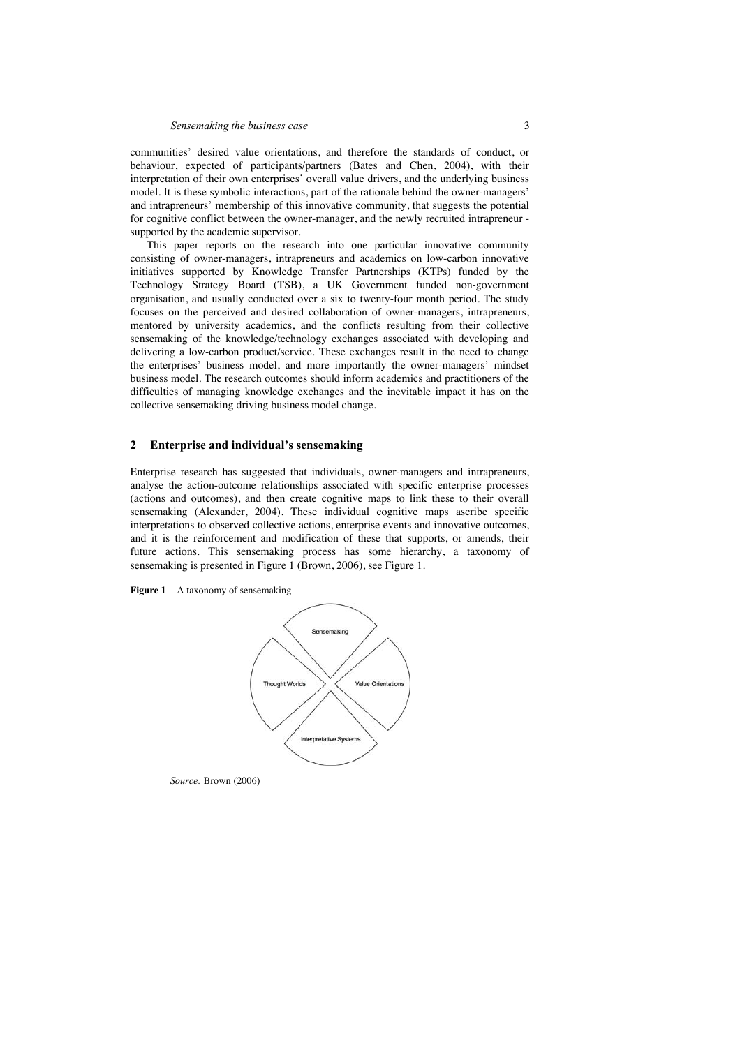communities' desired value orientations, and therefore the standards of conduct, or behaviour, expected of participants/partners (Bates and Chen, 2004), with their interpretation of their own enterprises' overall value drivers, and the underlying business model. It is these symbolic interactions, part of the rationale behind the owner-managers' and intrapreneurs' membership of this innovative community, that suggests the potential for cognitive conflict between the owner-manager, and the newly recruited intrapreneur - supported by the academic supervisor.

This paper reports on the research into one particular innovative community consisting of owner-managers, intrapreneurs and academics on low-carbon innovative initiatives supported by Knowledge Transfer Partnerships (KTPs) funded by the Technology Strategy Board (TSB), a UK Government funded non-government organisation, and usually conducted over a six to twenty-four month period. The study focuses on the perceived and desired collaboration of owner-managers, intrapreneurs, mentored by university academics, and the conflicts resulting from their collective sensemaking of the knowledge/technology exchanges associated with developing and delivering a low-carbon product/service. These exchanges result in the need to change the enterprises' business model, and more importantly the owner-managers' mindset business model. The research outcomes should inform academics and practitioners of the difficulties of managing knowledge exchanges and the inevitable impact it has on the collective sensemaking driving business model change.

## 2 Enterprise and individual's sensemaking

Enterprise research has suggested that individuals, owner-managers and intrapreneurs, analyse the action-outcome relationships associated with specific enterprise processes (actions and outcomes), and then create cognitive maps to link these to their overall sensemaking (Alexander, 2004). These individual cognitive maps ascribe specific interpretations to observed collective actions, enterprise events and innovative outcomes, and it is the reinforcement and modification of these that supports, or amends, their future actions. This sensemaking process has some hierarchy, a taxonomy of sensemaking is presented in Figure 1 (Brown, 2006), see Figure 1.

**Figure 1** A taxonomy of sensemaking

Sensemaking

Thought Worlds

Value Orientations

Interpretative Systems

*Source:* Brown (2006)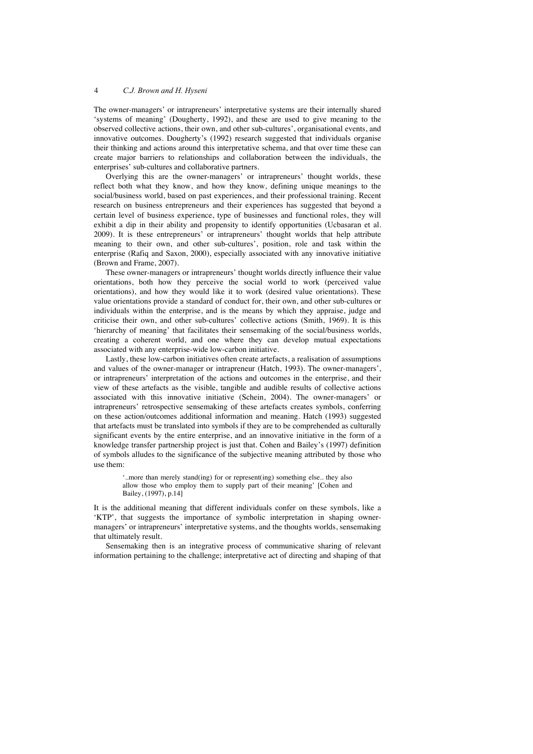The owner-managers' or intrapreneurs' interpretative systems are their internally shared 'systems of meaning' (Dougherty, 1992), and these are used to give meaning to the observed collective actions, their own, and other sub-cultures', organisational events, and innovative outcomes. Dougherty's (1992) research suggested that individuals organise their thinking and actions around this interpretative schema, and that over time these can create major barriers to relationships and collaboration between the individuals, the enterprises' sub-cultures and collaborative partners.

Overlying this are the owner-managers' or intrapreneurs' thought worlds, these reflect both what they know, and how they know, defining unique meanings to the social/business world, based on past experiences, and their professional training. Recent research on business entrepreneurs and their experiences has suggested that beyond a certain level of business experience, type of businesses and functional roles, they will exhibit a dip in their ability and propensity to identify opportunities (Ucbasaran et al. 2009). It is these entrepreneurs' or intrapreneurs' thought worlds that help attribute meaning to their own, and other sub-cultures', position, role and task within the enterprise (Rafiq and Saxon, 2000), especially associated with any innovative initiative (Brown and Frame, 2007).

These owner-managers or intrapreneurs' thought worlds directly influence their value orientations, both how they perceive the social world to work (perceived value orientations), and how they would like it to work (desired value orientations). These value orientations provide a standard of conduct for, their own, and other sub-cultures or individuals within the enterprise, and is the means by which they appraise, judge and criticise their own, and other sub-cultures' collective actions (Smith, 1969). It is this 'hierarchy of meaning' that facilitates their sensemaking of the social/business worlds, creating a coherent world, and one where they can develop mutual expectations associated with any enterprise-wide low-carbon initiative.

Lastly, these low-carbon initiatives often create artefacts, a realisation of assumptions and values of the owner-manager or intrapreneur (Hatch, 1993). The owner-managers', or intrapreneurs' interpretation of the actions and outcomes in the enterprise, and their view of these artefacts as the visible, tangible and audible results of collective actions associated with this innovative initiative (Schein, 2004). The owner-managers' or intrapreneurs' retrospective sensemaking of these artefacts creates symbols, conferring on these action/outcomes additional information and meaning. Hatch (1993) suggested that artefacts must be translated into symbols if they are to be comprehended as culturally significant events by the entire enterprise, and an innovative initiative in the form of a knowledge transfer partnership project is just that. Cohen and Bailey's (1997) definition of symbols alludes to the significance of the subjective meaning attributed by those who use them:

> '..more than merely stand(ing) for or represent(ing) something else.. they also allow those who employ them to supply part of their meaning' [Cohen and Bailey, (1997), p.14]

It is the additional meaning that different individuals confer on these symbols, like a 'KTP', that suggests the importance of symbolic interpretation in shaping owner-managers' or intrapreneurs' interpretative systems, and the thoughts worlds, sensemaking that ultimately result.

Sensemaking then is an integrative process of communicative sharing of relevant information pertaining to the challenge; interpretative act of directing and shaping of that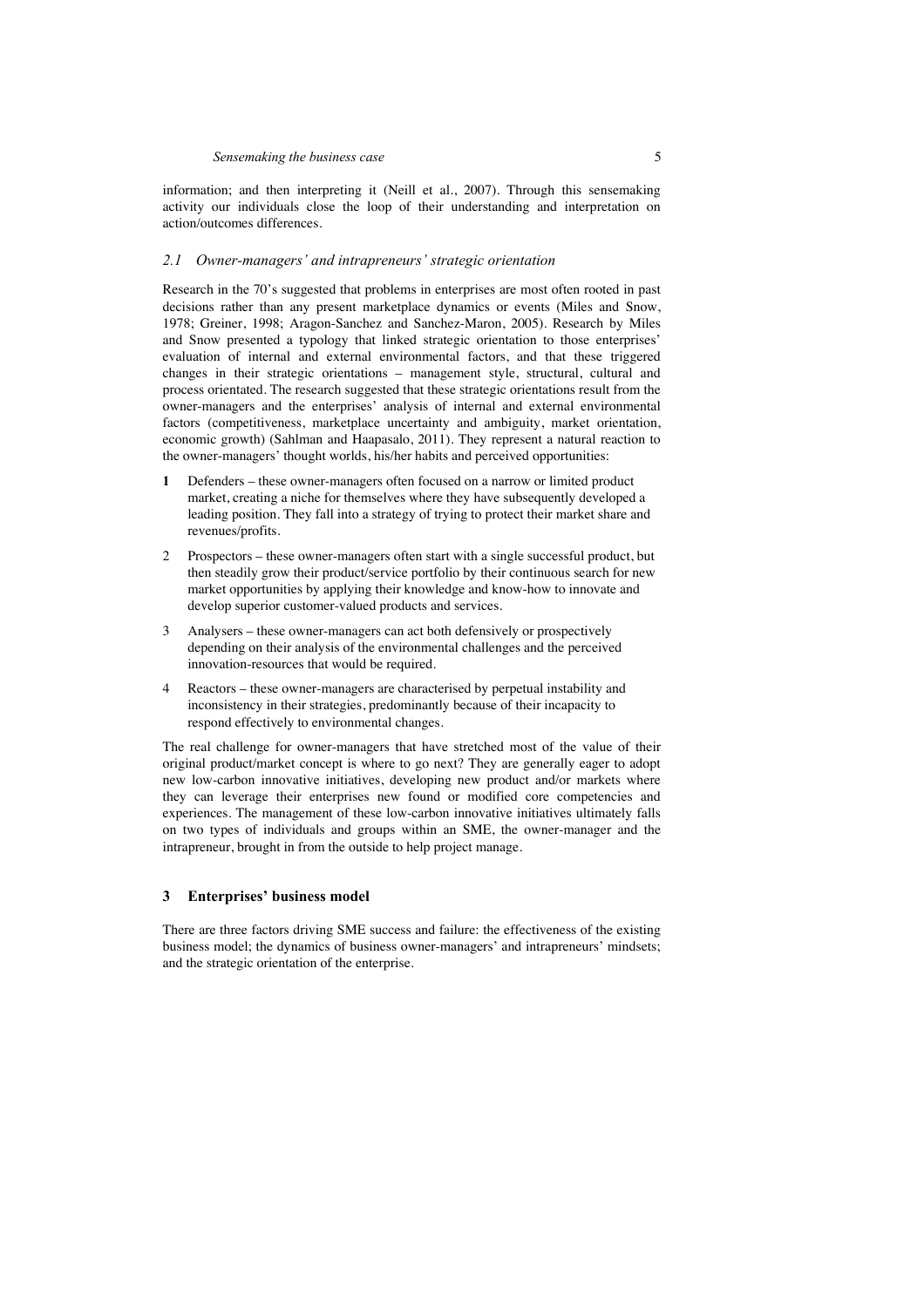information; and then interpreting it (Neill et al., 2007). Through this sensemaking activity our individuals close the loop of their understanding and interpretation on action/outcomes differences.

### *2.1 Owner-managers' and intrapreneurs' strategic orientation*

Research in the 70's suggested that problems in enterprises are most often rooted in past decisions rather than any present marketplace dynamics or events (Miles and Snow, 1978; Greiner, 1998; Aragon-Sanchez and Sanchez-Maron, 2005). Research by Miles and Snow presented a typology that linked strategic orientation to those enterprises' evaluation of internal and external environmental factors, and that these triggered changes in their strategic orientations – management style, structural, cultural and process orientated. The research suggested that these strategic orientations result from the owner-managers and the enterprises' analysis of internal and external environmental factors (competitiveness, marketplace uncertainty and ambiguity, market orientation, economic growth) (Sahlman and Haapasalo, 2011). They represent a natural reaction to the owner-managers' thought worlds, his/her habits and perceived opportunities:

1. Defenders – these owner-managers often focused on a narrow or limited product market, creating a niche for themselves where they have subsequently developed a leading position. They fall into a strategy of trying to protect their market share and revenues/profits.
2. Prospectors – these owner-managers often start with a single successful product, but then steadily grow their product/service portfolio by their continuous search for new market opportunities by applying their knowledge and know-how to innovate and develop superior customer-valued products and services.
3. Analysers – these owner-managers can act both defensively or prospectively depending on their analysis of the environmental challenges and the perceived innovation-resources that would be required.
4. Reactors – these owner-managers are characterised by perpetual instability and inconsistency in their strategies, predominantly because of their incapacity to respond effectively to environmental changes.

The real challenge for owner-managers that have stretched most of the value of their original product/market concept is where to go next? They are generally eager to adopt new low-carbon innovative initiatives, developing new product and/or markets where they can leverage their enterprises new found or modified core competencies and experiences. The management of these low-carbon innovative initiatives ultimately falls on two types of individuals and groups within an SME, the owner-manager and the intrapreneur, brought in from the outside to help project manage.

## 3 Enterprises' business model

There are three factors driving SME success and failure: the effectiveness of the existing business model; the dynamics of business owner-managers' and intrapreneurs' mindsets; and the strategic orientation of the enterprise.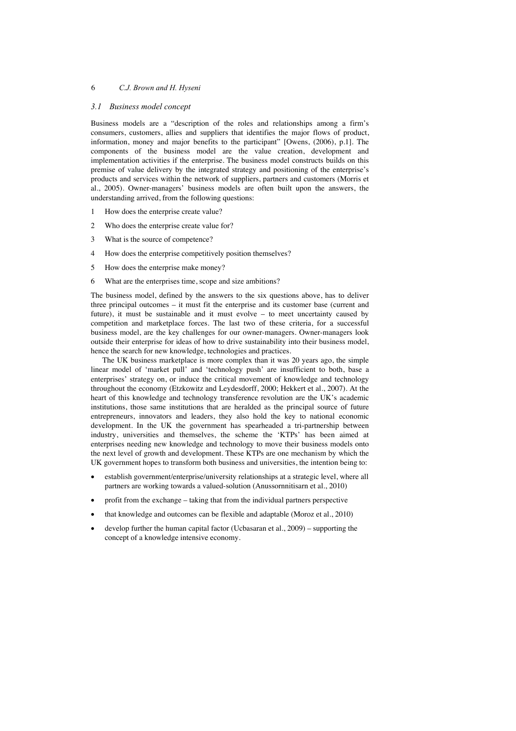### 3.1 Business model concept

Business models are a "description of the roles and relationships among a firm's consumers, customers, allies and suppliers that identifies the major flows of product, information, money and major benefits to the participant" [Owens, (2006), p.1]. The components of the business model are the value creation, development and implementation activities if the enterprise. The business model constructs builds on this premise of value delivery by the integrated strategy and positioning of the enterprise's products and services within the network of suppliers, partners and customers (Morris et al., 2005). Owner-managers' business models are often built upon the answers, the understanding arrived, from the following questions:

1. How does the enterprise create value?
2. Who does the enterprise create value for?
3. What is the source of competence?
4. How does the enterprise competitively position themselves?
5. How does the enterprise make money?
6. What are the enterprises time, scope and size ambitions?

The business model, defined by the answers to the six questions above, has to deliver three principal outcomes – it must fit the enterprise and its customer base (current and future), it must be sustainable and it must evolve – to meet uncertainty caused by competition and marketplace forces. The last two of these criteria, for a successful business model, are the key challenges for our owner-managers. Owner-managers look outside their enterprise for ideas of how to drive sustainability into their business model, hence the search for new knowledge, technologies and practices.

The UK business marketplace is more complex than it was 20 years ago, the simple linear model of 'market pull' and 'technology push' are insufficient to both, base a enterprises' strategy on, or induce the critical movement of knowledge and technology throughout the economy (Etzkowitz and Leydesdorff, 2000; Hekkert et al., 2007). At the heart of this knowledge and technology transference revolution are the UK's academic institutions, those same institutions that are heralded as the principal source of future entrepreneurs, innovators and leaders, they also hold the key to national economic development. In the UK the government has spearheaded a tri-partnership between industry, universities and themselves, the scheme the 'KTPs' has been aimed at enterprises needing new knowledge and technology to move their business models onto the next level of growth and development. These KTPs are one mechanism by which the UK government hopes to transform both business and universities, the intention being to:

- establish government/enterprise/university relationships at a strategic level, where all partners are working towards a valued-solution (Anussornnitisarn et al., 2010)
- profit from the exchange – taking that from the individual partners perspective
- that knowledge and outcomes can be flexible and adaptable (Moroz et al., 2010)
- develop further the human capital factor (Ucbasaran et al., 2009) – supporting the concept of a knowledge intensive economy.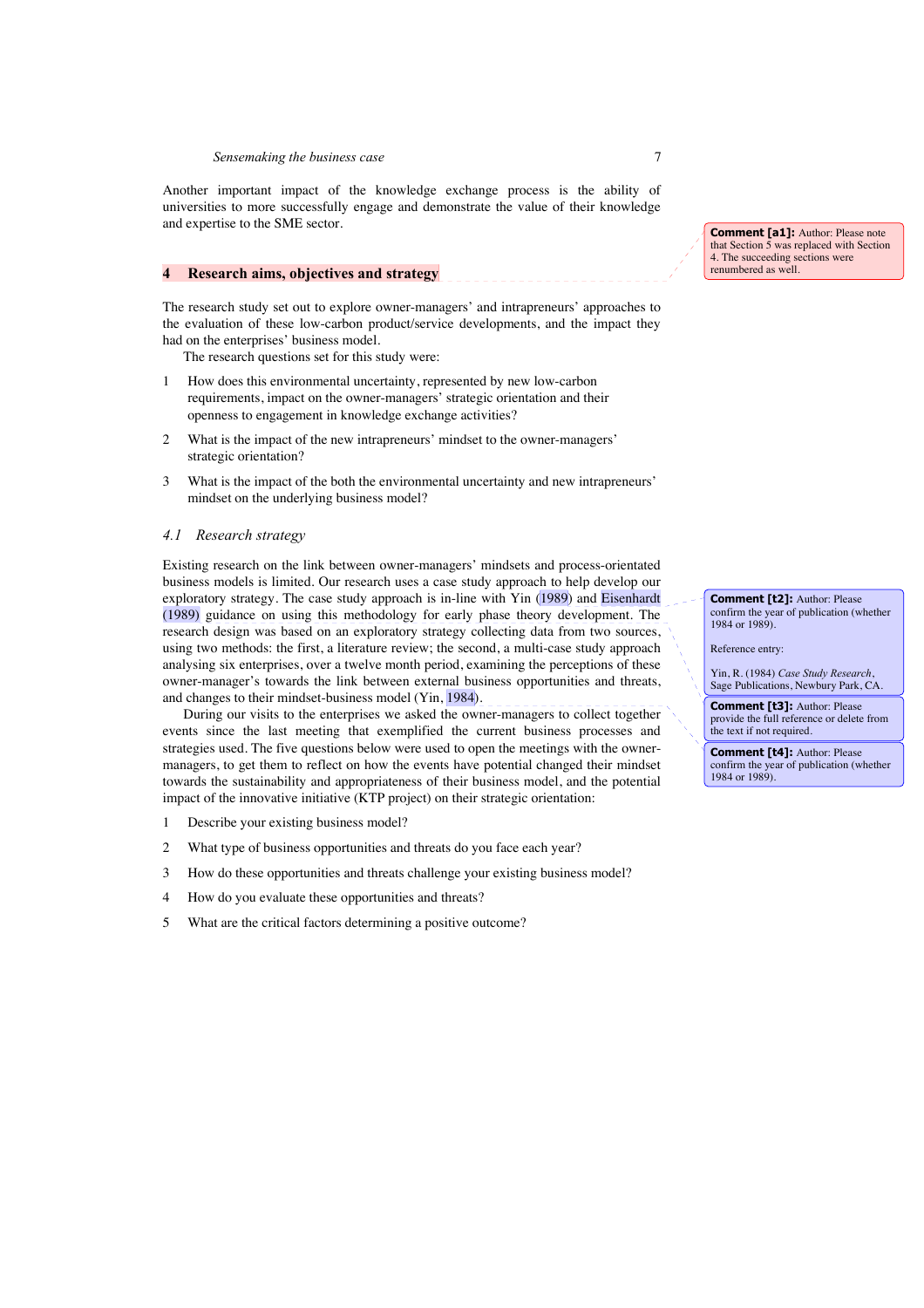Another important impact of the knowledge exchange process is the ability of universities to more successfully engage and demonstrate the value of their knowledge and expertise to the SME sector.

## 4 Research aims, objectives and strategy

The research study set out to explore owner-managers' and intrapreneurs' approaches to the evaluation of these low-carbon product/service developments, and the impact they had on the enterprises' business model.

The research questions set for this study were:

1. How does this environmental uncertainty, represented by new low-carbon requirements, impact on the owner-managers' strategic orientation and their openness to engagement in knowledge exchange activities?
2. What is the impact of the new intrapreneurs' mindset to the owner-managers' strategic orientation?
3. What is the impact of the both the environmental uncertainty and new intrapreneurs' mindset on the underlying business model?

### *4.1 Research strategy*

Existing research on the link between owner-managers' mindsets and process-orientated business models is limited. Our research uses a case study approach to help develop our exploratory strategy. The case study approach is in-line with Yin (1989) and Eisenhardt (1989) guidance on using this methodology for early phase theory development. The research design was based on an exploratory strategy collecting data from two sources, using two methods: the first, a literature review; the second, a multi-case study approach analysing six enterprises, over a twelve month period, examining the perceptions of these owner-manager's towards the link between external business opportunities and threats, and changes to their mindset-business model (Yin, 1984).

During our visits to the enterprises we asked the owner-managers to collect together events since the last meeting that exemplified the current business processes and strategies used. The five questions below were used to open the meetings with the owner-managers, to get them to reflect on how the events have potential changed their mindset towards the sustainability and appropriateness of their business model, and the potential impact of the innovative initiative (KTP project) on their strategic orientation:

1. Describe your existing business model?
2. What type of business opportunities and threats do you face each year?
3. How do these opportunities and threats challenge your existing business model?
4. How do you evaluate these opportunities and threats?
5. What are the critical factors determining a positive outcome?

**Comment [a1]:** Author: Please note that Section 5 was replaced with Section 4. The succeeding sections were renumbered as well.

**Comment [t2]:** Author: Please confirm the year of publication (whether 1984 or 1989).

Reference entry:

Yin, R. (1984) *Case Study Research*, Sage Publications, Newbury Park, CA.

**Comment [t3]:** Author: Please provide the full reference or delete from the text if not required.

**Comment [t4]:** Author: Please confirm the year of publication (whether 1984 or 1989).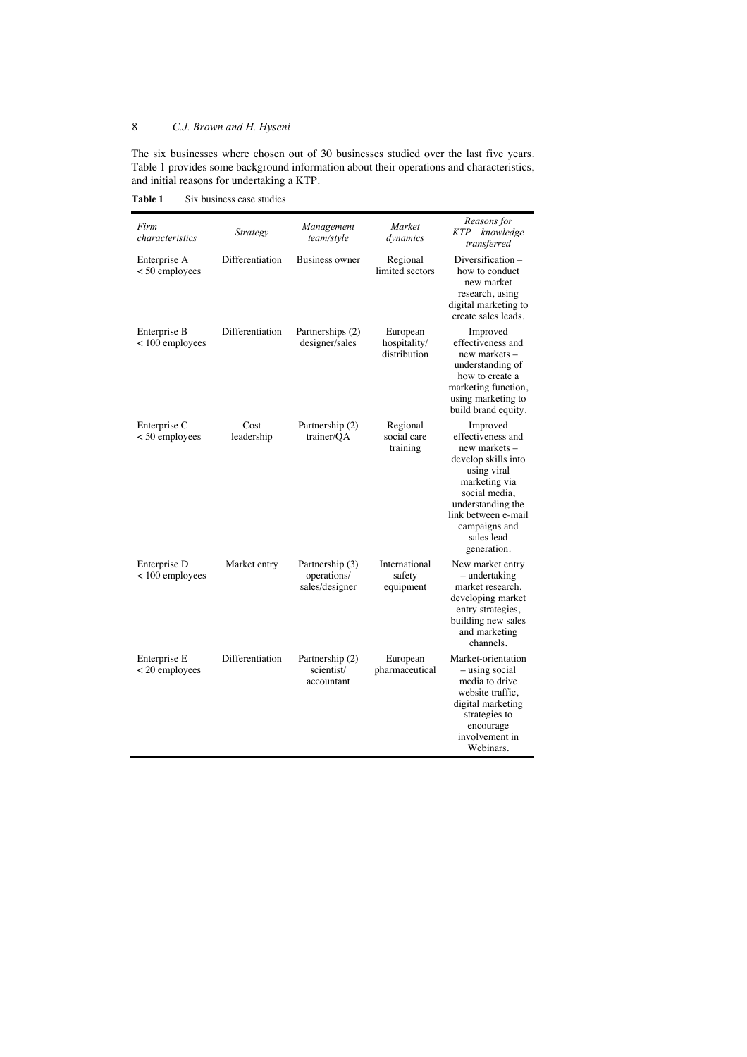The six businesses where chosen out of 30 businesses studied over the last five years. Table 1 provides some background information about their operations and characteristics, and initial reasons for undertaking a KTP.

**Table 1** Six business case studies

| *Firm characteristics* | *Strategy* | *Management team/style* | *Market dynamics* | *Reasons for KTP – knowledge transferred* |
|---|---|---|---|---|
| Enterprise A < 50 employees | Differentiation | Business owner | Regional limited sectors | Diversification – how to conduct new market research, using digital marketing to create sales leads. |
| Enterprise B < 100 employees | Differentiation | Partnerships (2) designer/sales | European hospitality/ distribution | Improved effectiveness and new markets – understanding of how to create a marketing function, using marketing to build brand equity. |
| Enterprise C < 50 employees | Cost leadership | Partnership (2) trainer/QA | Regional social care training | Improved effectiveness and new markets – develop skills into using viral marketing via social media, understanding the link between e-mail campaigns and sales lead generation. |
| Enterprise D < 100 employees | Market entry | Partnership (3) operations/ sales/designer | International safety equipment | New market entry – undertaking market research, developing market entry strategies, building new sales and marketing channels. |
| Enterprise E < 20 employees | Differentiation | Partnership (2) scientist/ accountant | European pharmaceutical | Market-orientation – using social media to drive website traffic, digital marketing strategies to encourage involvement in Webinars. |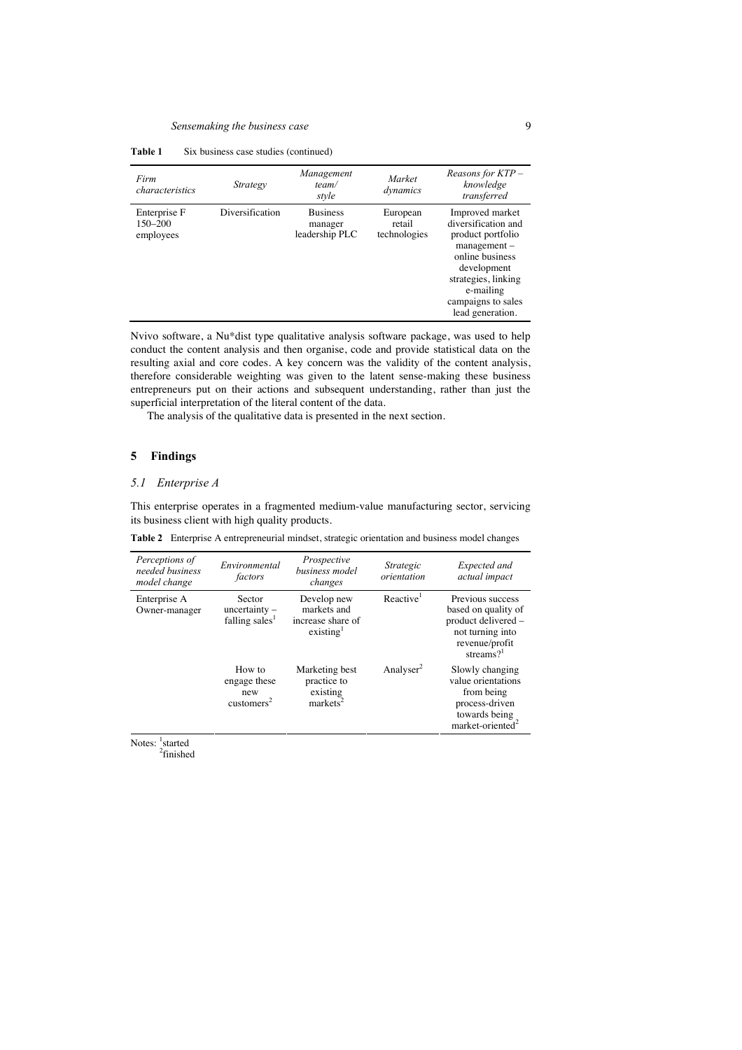**Table 1** Six business case studies (continued)

| *Firm characteristics* | *Strategy* | *Management team/ style* | *Market dynamics* | *Reasons for KTP – knowledge transferred* |
|---|---|---|---|---|
| Enterprise F 150–200 employees | Diversification | Business manager leadership PLC | European retail technologies | Improved market diversification and product portfolio management – online business development strategies, linking e-mailing campaigns to sales lead generation. |

Nvivo software, a Nu*dist type qualitative analysis software package, was used to help conduct the content analysis and then organise, code and provide statistical data on the resulting axial and core codes. A key concern was the validity of the content analysis, therefore considerable weighting was given to the latent sense-making these business entrepreneurs put on their actions and subsequent understanding, rather than just the superficial interpretation of the literal content of the data.

The analysis of the qualitative data is presented in the next section.

## 5 Findings

### *5.1 Enterprise A*

This enterprise operates in a fragmented medium-value manufacturing sector, servicing its business client with high quality products.

**Table 2** Enterprise A entrepreneurial mindset, strategic orientation and business model changes

| *Perceptions of needed business model change* | *Environmental factors* | *Prospective business model changes* | *Strategic orientation* | *Expected and actual impact* |
|---|---|---|---|---|
| Enterprise A Owner-manager | Sector uncertainty – falling sales[1] | Develop new markets and increase share of existing[1] | Reactive[1] | Previous success based on quality of product delivered – not turning into revenue/profit streams?[1] |
| | How to engage these new customers[2] | Marketing best practice to existing markets[2] | Analyser[2] | Slowly changing value orientations from being process-driven towards being market-oriented[2] |

Notes: [1]started
[2]finished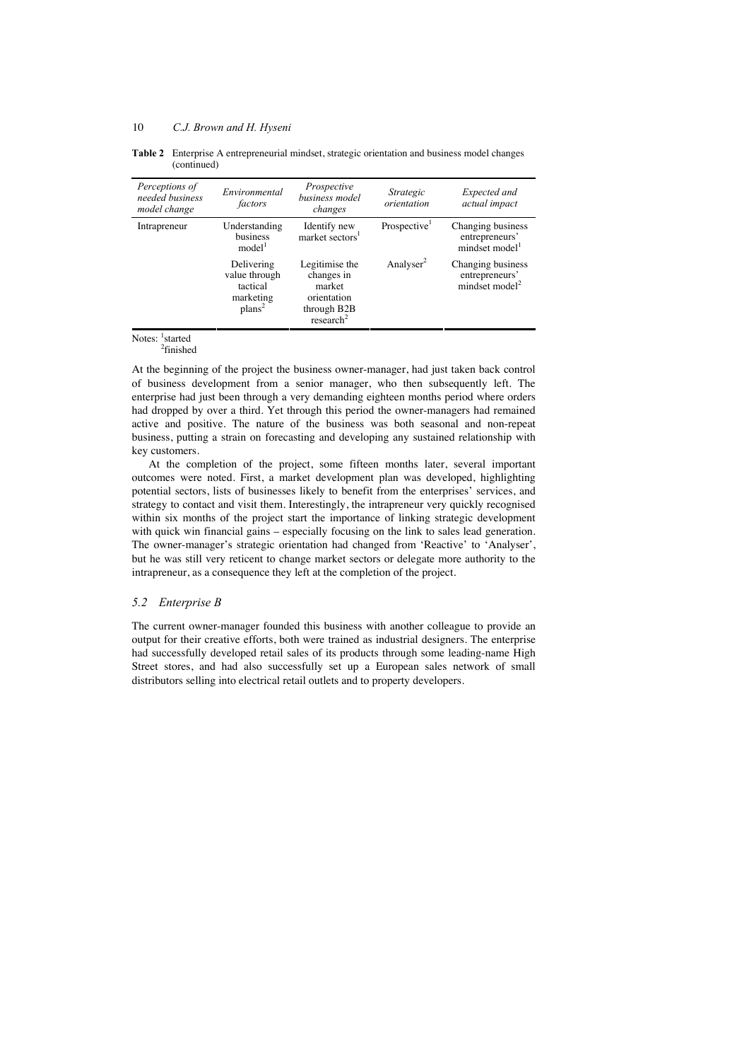**Table 2** Enterprise A entrepreneurial mindset, strategic orientation and business model changes (continued)

| *Perceptions of needed business model change* | *Environmental factors* | *Prospective business model changes* | *Strategic orientation* | *Expected and actual impact* |
|---|---|---|---|---|
| Intrapreneur | Understanding business model[1] | Identify new market sectors[1] | Prospective[1] | Changing business entrepreneurs' mindset model[1] |
| | Delivering value through tactical marketing plans[2] | Legitimise the changes in market orientation through B2B research[2] | Analyser[2] | Changing business entrepreneurs' mindset model[2] |

Notes: [1]started
[2]finished

At the beginning of the project the business owner-manager, had just taken back control of business development from a senior manager, who then subsequently left. The enterprise had just been through a very demanding eighteen months period where orders had dropped by over a third. Yet through this period the owner-managers had remained active and positive. The nature of the business was both seasonal and non-repeat business, putting a strain on forecasting and developing any sustained relationship with key customers.

At the completion of the project, some fifteen months later, several important outcomes were noted. First, a market development plan was developed, highlighting potential sectors, lists of businesses likely to benefit from the enterprises' services, and strategy to contact and visit them. Interestingly, the intrapreneur very quickly recognised within six months of the project start the importance of linking strategic development with quick win financial gains – especially focusing on the link to sales lead generation. The owner-manager's strategic orientation had changed from 'Reactive' to 'Analyser', but he was still very reticent to change market sectors or delegate more authority to the intrapreneur, as a consequence they left at the completion of the project.

### *5.2 Enterprise B*

The current owner-manager founded this business with another colleague to provide an output for their creative efforts, both were trained as industrial designers. The enterprise had successfully developed retail sales of its products through some leading-name High Street stores, and had also successfully set up a European sales network of small distributors selling into electrical retail outlets and to property developers.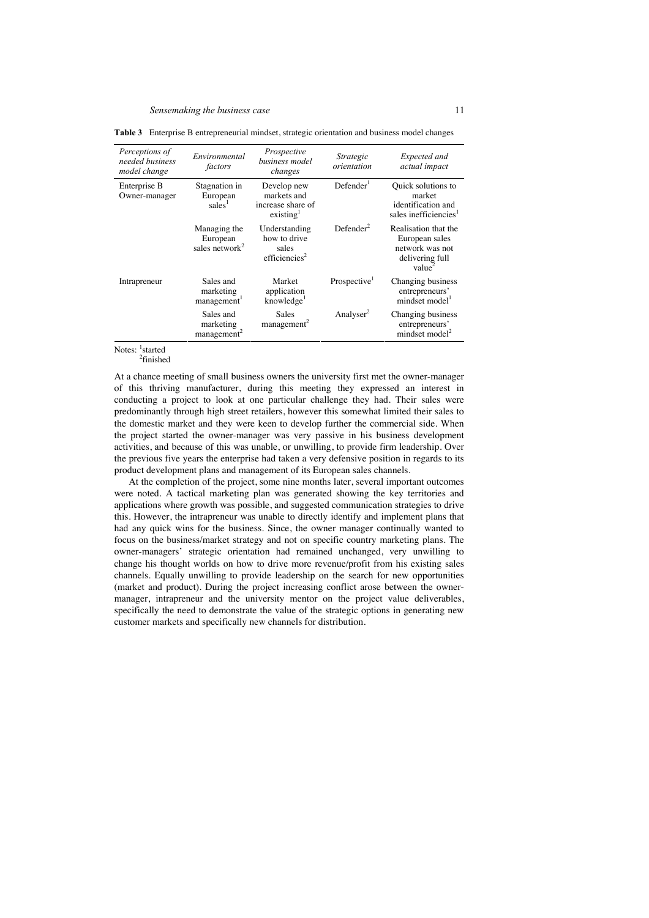**Table 3** Enterprise B entrepreneurial mindset, strategic orientation and business model changes

| *Perceptions of needed business model change* | *Environmental factors* | *Prospective business model changes* | *Strategic orientation* | *Expected and actual impact* |
|---|---|---|---|---|
| Enterprise B Owner-manager | Stagnation in European sales[1] | Develop new markets and increase share of existing[1] | Defender[1] | Quick solutions to market identification and sales inefficiencies[1] |
| | Managing the European sales network[2] | Understanding how to drive sales efficiencies[2] | Defender[2] | Realisation that the European sales network was not delivering full value[2] |
| Intrapreneur | Sales and marketing management[1] | Market application knowledge[1] | Prospective[1] | Changing business entrepreneurs' mindset model[1] |
| | Sales and marketing management[2] | Sales management[2] | Analyser[2] | Changing business entrepreneurs' mindset model[2] |

Notes: [1]started
[2]finished

At a chance meeting of small business owners the university first met the owner-manager of this thriving manufacturer, during this meeting they expressed an interest in conducting a project to look at one particular challenge they had. Their sales were predominantly through high street retailers, however this somewhat limited their sales to the domestic market and they were keen to develop further the commercial side. When the project started the owner-manager was very passive in his business development activities, and because of this was unable, or unwilling, to provide firm leadership. Over the previous five years the enterprise had taken a very defensive position in regards to its product development plans and management of its European sales channels.

At the completion of the project, some nine months later, several important outcomes were noted. A tactical marketing plan was generated showing the key territories and applications where growth was possible, and suggested communication strategies to drive this. However, the intrapreneur was unable to directly identify and implement plans that had any quick wins for the business. Since, the owner manager continually wanted to focus on the business/market strategy and not on specific country marketing plans. The owner-managers' strategic orientation had remained unchanged, very unwilling to change his thought worlds on how to drive more revenue/profit from his existing sales channels. Equally unwilling to provide leadership on the search for new opportunities (market and product). During the project increasing conflict arose between the owner-manager, intrapreneur and the university mentor on the project value deliverables, specifically the need to demonstrate the value of the strategic options in generating new customer markets and specifically new channels for distribution.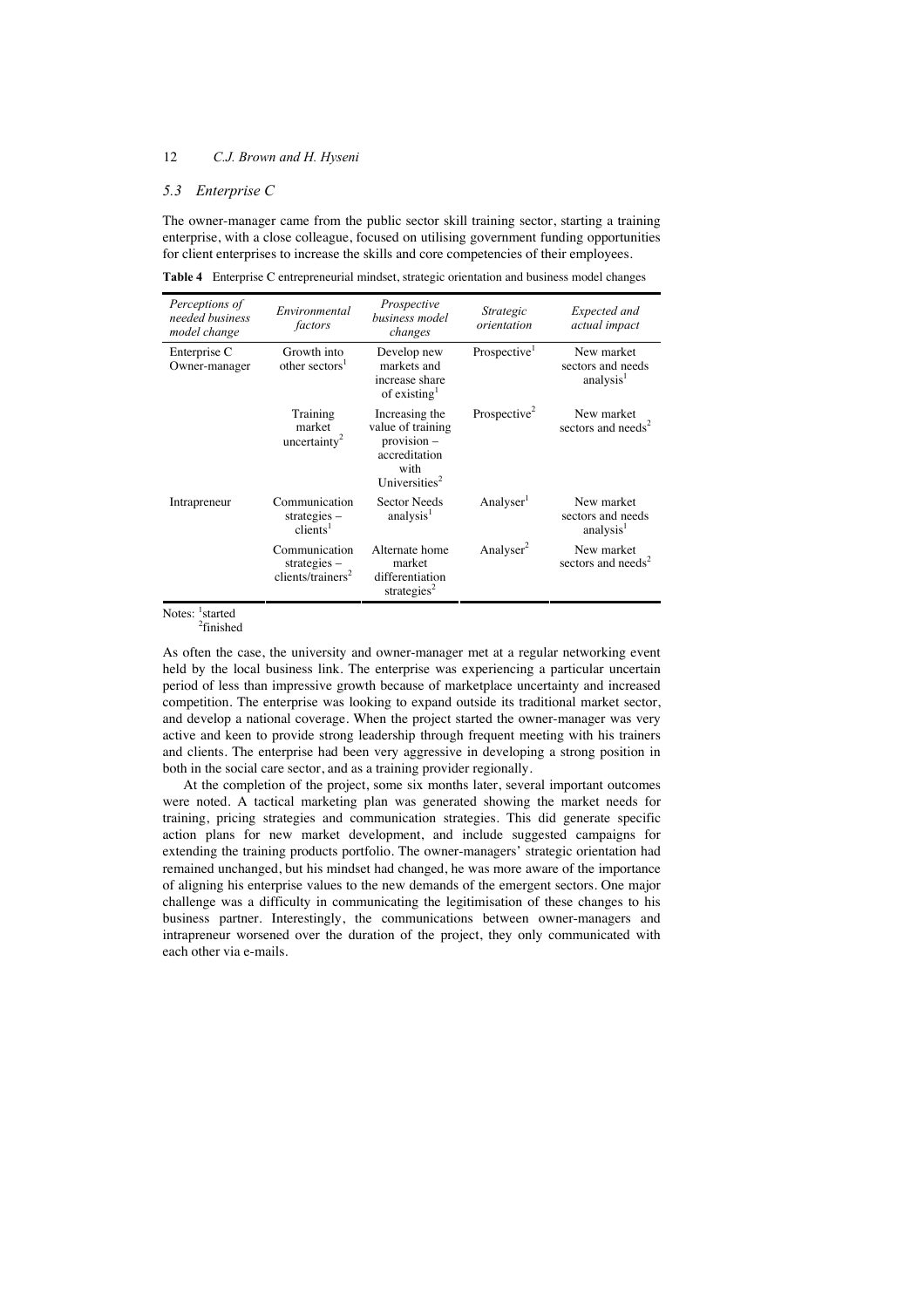### 5.3 Enterprise C

The owner-manager came from the public sector skill training sector, starting a training enterprise, with a close colleague, focused on utilising government funding opportunities for client enterprises to increase the skills and core competencies of their employees.

**Table 4** Enterprise C entrepreneurial mindset, strategic orientation and business model changes

| *Perceptions of needed business model change* | *Environmental factors* | *Prospective business model changes* | *Strategic orientation* | *Expected and actual impact* |
|---|---|---|---|---|
| Enterprise C Owner-manager | Growth into other sectors[1] | Develop new markets and increase share of existing[1] | Prospective[1] | New market sectors and needs analysis[1] |
| | Training market uncertainty[2] | Increasing the value of training provision – accreditation with Universities[2] | Prospective[2] | New market sectors and needs[2] |
| Intrapreneur | Communication strategies – clients[1] | Sector Needs analysis[1] | Analyser[1] | New market sectors and needs analysis[1] |
| | Communication strategies – clients/trainers[2] | Alternate home market differentiation strategies[2] | Analyser[2] | New market sectors and needs[2] |

Notes: [1]started
[2]finished

As often the case, the university and owner-manager met at a regular networking event held by the local business link. The enterprise was experiencing a particular uncertain period of less than impressive growth because of marketplace uncertainty and increased competition. The enterprise was looking to expand outside its traditional market sector, and develop a national coverage. When the project started the owner-manager was very active and keen to provide strong leadership through frequent meeting with his trainers and clients. The enterprise had been very aggressive in developing a strong position in both in the social care sector, and as a training provider regionally.

At the completion of the project, some six months later, several important outcomes were noted. A tactical marketing plan was generated showing the market needs for training, pricing strategies and communication strategies. This did generate specific action plans for new market development, and include suggested campaigns for extending the training products portfolio. The owner-managers' strategic orientation had remained unchanged, but his mindset had changed, he was more aware of the importance of aligning his enterprise values to the new demands of the emergent sectors. One major challenge was a difficulty in communicating the legitimisation of these changes to his business partner. Interestingly, the communications between owner-managers and intrapreneur worsened over the duration of the project, they only communicated with each other via e-mails.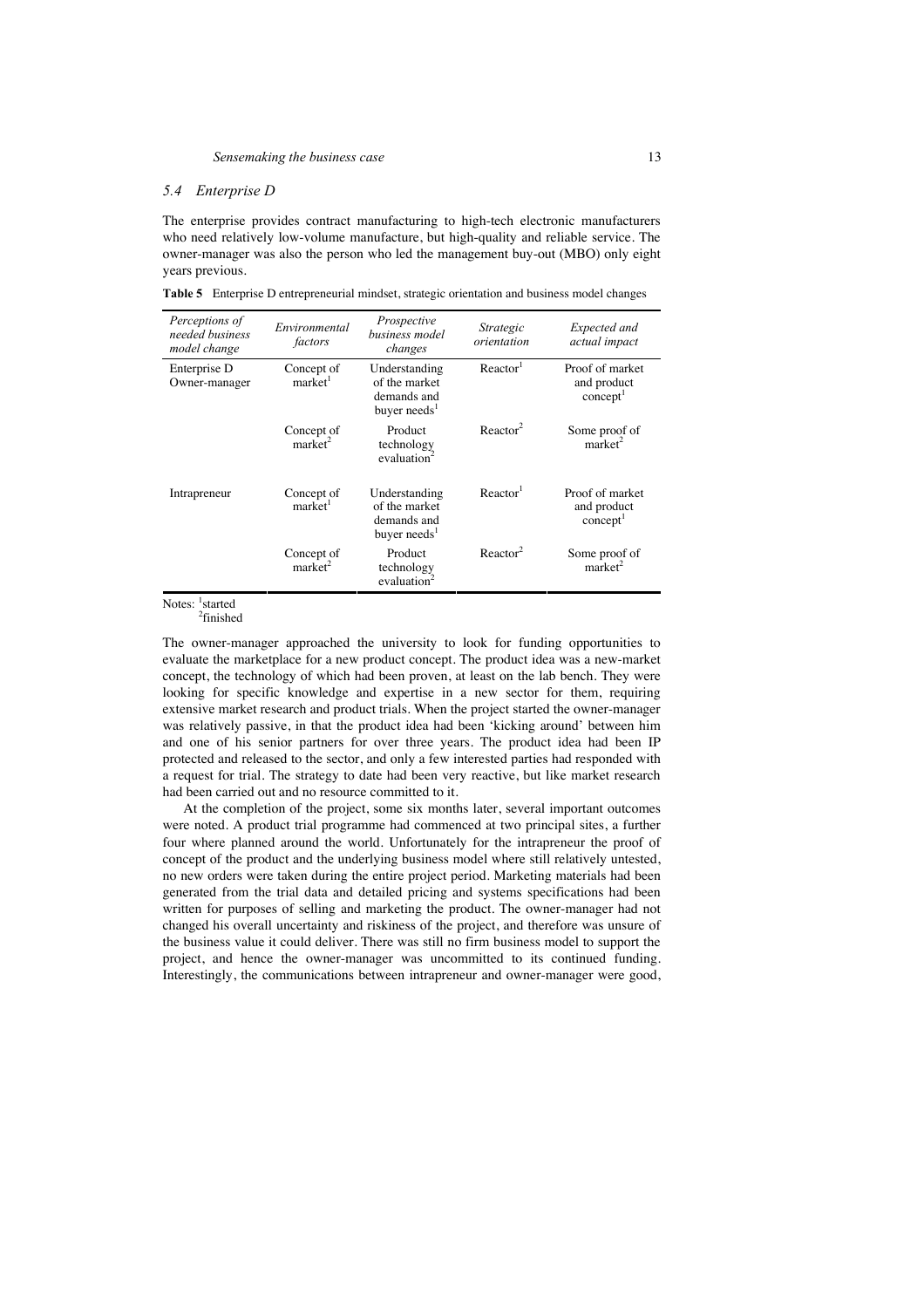## 5.4 Enterprise D

The enterprise provides contract manufacturing to high-tech electronic manufacturers who need relatively low-volume manufacture, but high-quality and reliable service. The owner-manager was also the person who led the management buy-out (MBO) only eight years previous.

**Table 5** Enterprise D entrepreneurial mindset, strategic orientation and business model changes

| *Perceptions of needed business model change* | *Environmental factors* | *Prospective business model changes* | *Strategic orientation* | *Expected and actual impact* |
|---|---|---|---|---|
| Enterprise D Owner-manager | Concept of market[1] | Understanding of the market demands and buyer needs[1] | Reactor[1] | Proof of market and product concept[1] |
| | Concept of market[2] | Product technology evaluation[2] | Reactor[2] | Some proof of market[2] |
| Intrapreneur | Concept of market[1] | Understanding of the market demands and buyer needs[1] | Reactor[1] | Proof of market and product concept[1] |
| | Concept of market[2] | Product technology evaluation[2] | Reactor[2] | Some proof of market[2] |

Notes: [1]started
[2]finished

The owner-manager approached the university to look for funding opportunities to evaluate the marketplace for a new product concept. The product idea was a new-market concept, the technology of which had been proven, at least on the lab bench. They were looking for specific knowledge and expertise in a new sector for them, requiring extensive market research and product trials. When the project started the owner-manager was relatively passive, in that the product idea had been 'kicking around' between him and one of his senior partners for over three years. The product idea had been IP protected and released to the sector, and only a few interested parties had responded with a request for trial. The strategy to date had been very reactive, but like market research had been carried out and no resource committed to it.

At the completion of the project, some six months later, several important outcomes were noted. A product trial programme had commenced at two principal sites, a further four where planned around the world. Unfortunately for the intrapreneur the proof of concept of the product and the underlying business model where still relatively untested, no new orders were taken during the entire project period. Marketing materials had been generated from the trial data and detailed pricing and systems specifications had been written for purposes of selling and marketing the product. The owner-manager had not changed his overall uncertainty and riskiness of the project, and therefore was unsure of the business value it could deliver. There was still no firm business model to support the project, and hence the owner-manager was uncommitted to its continued funding. Interestingly, the communications between intrapreneur and owner-manager were good,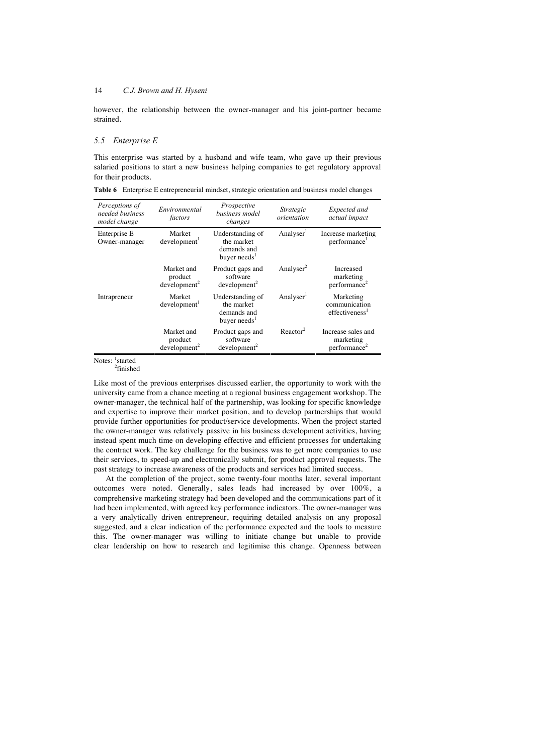however, the relationship between the owner-manager and his joint-partner became strained.

### *5.5 Enterprise E*

This enterprise was started by a husband and wife team, who gave up their previous salaried positions to start a new business helping companies to get regulatory approval for their products.

**Table 6** Enterprise E entrepreneurial mindset, strategic orientation and business model changes

| *Perceptions of needed business model change* | *Environmental factors* | *Prospective business model changes* | *Strategic orientation* | *Expected and actual impact* |
|---|---|---|---|---|
| Enterprise E Owner-manager | Market development[1] | Understanding of the market demands and buyer needs[1] | Analyser[1] | Increase marketing performance[1] |
| | Market and product development[2] | Product gaps and software development[2] | Analyser[2] | Increased marketing performance[2] |
| Intrapreneur | Market development[1] | Understanding of the market demands and buyer needs[1] | Analyser[1] | Marketing communication effectiveness[1] |
| | Market and product development[2] | Product gaps and software development[2] | Reactor[2] | Increase sales and marketing performance[2] |

Notes: [1]started
[2]finished

Like most of the previous enterprises discussed earlier, the opportunity to work with the university came from a chance meeting at a regional business engagement workshop. The owner-manager, the technical half of the partnership, was looking for specific knowledge and expertise to improve their market position, and to develop partnerships that would provide further opportunities for product/service developments. When the project started the owner-manager was relatively passive in his business development activities, having instead spent much time on developing effective and efficient processes for undertaking the contract work. The key challenge for the business was to get more companies to use their services, to speed-up and electronically submit, for product approval requests. The past strategy to increase awareness of the products and services had limited success.

At the completion of the project, some twenty-four months later, several important outcomes were noted. Generally, sales leads had increased by over 100%, a comprehensive marketing strategy had been developed and the communications part of it had been implemented, with agreed key performance indicators. The owner-manager was a very analytically driven entrepreneur, requiring detailed analysis on any proposal suggested, and a clear indication of the performance expected and the tools to measure this. The owner-manager was willing to initiate change but unable to provide clear leadership on how to research and legitimise this change. Openness between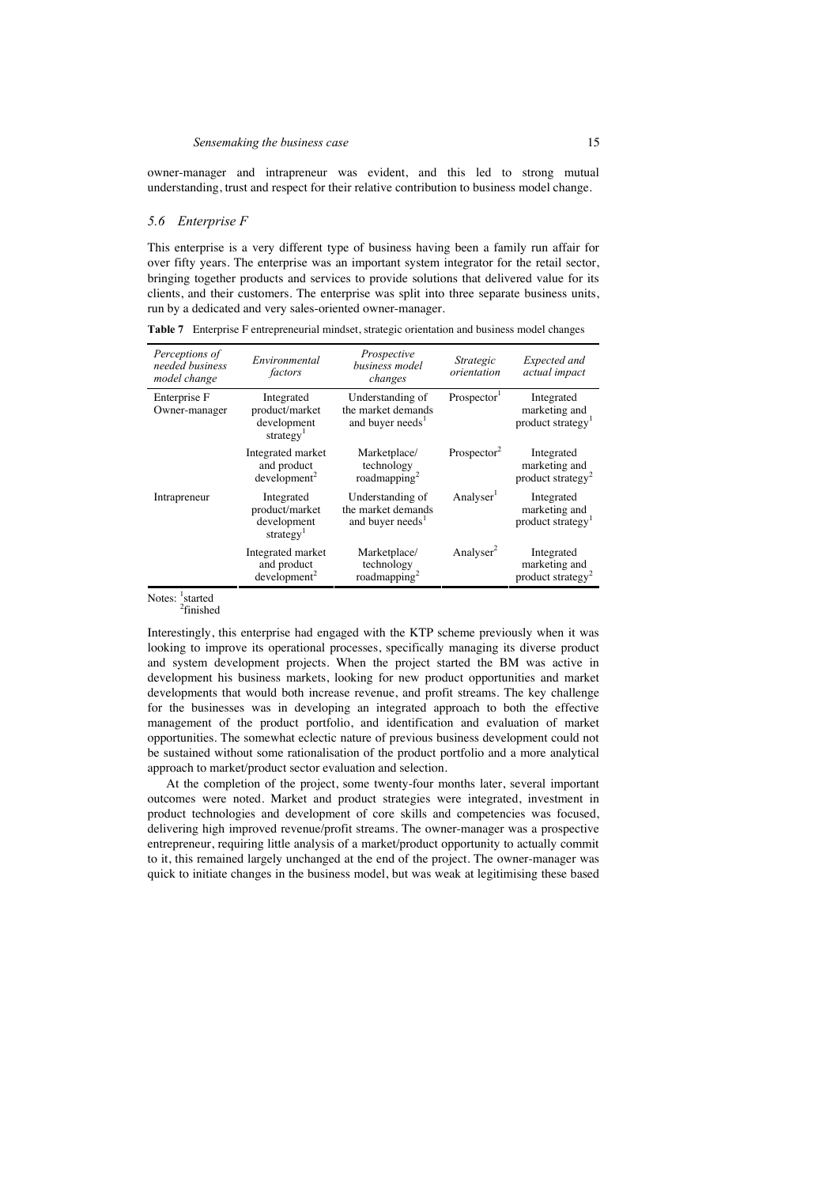owner-manager and intrapreneur was evident, and this led to strong mutual understanding, trust and respect for their relative contribution to business model change.

### *5.6 Enterprise F*

This enterprise is a very different type of business having been a family run affair for over fifty years. The enterprise was an important system integrator for the retail sector, bringing together products and services to provide solutions that delivered value for its clients, and their customers. The enterprise was split into three separate business units, run by a dedicated and very sales-oriented owner-manager.

**Table 7** Enterprise F entrepreneurial mindset, strategic orientation and business model changes

| *Perceptions of needed business model change* | *Environmental factors* | *Prospective business model changes* | *Strategic orientation* | *Expected and actual impact* |
|---|---|---|---|---|
| Enterprise F Owner-manager | Integrated product/market development strategy[1] | Understanding of the market demands and buyer needs[1] | Prospector[1] | Integrated marketing and product strategy[1] |
| | Integrated market and product development[2] | Marketplace/ technology roadmapping[2] | Prospector[2] | Integrated marketing and product strategy[2] |
| Intrapreneur | Integrated product/market development strategy[1] | Understanding of the market demands and buyer needs[1] | Analyser[1] | Integrated marketing and product strategy[1] |
| | Integrated market and product development[2] | Marketplace/ technology roadmapping[2] | Analyser[2] | Integrated marketing and product strategy[2] |

Notes: [1]started
[2]finished

Interestingly, this enterprise had engaged with the KTP scheme previously when it was looking to improve its operational processes, specifically managing its diverse product and system development projects. When the project started the BM was active in development his business markets, looking for new product opportunities and market developments that would both increase revenue, and profit streams. The key challenge for the businesses was in developing an integrated approach to both the effective management of the product portfolio, and identification and evaluation of market opportunities. The somewhat eclectic nature of previous business development could not be sustained without some rationalisation of the product portfolio and a more analytical approach to market/product sector evaluation and selection.

At the completion of the project, some twenty-four months later, several important outcomes were noted. Market and product strategies were integrated, investment in product technologies and development of core skills and competencies was focused, delivering high improved revenue/profit streams. The owner-manager was a prospective entrepreneur, requiring little analysis of a market/product opportunity to actually commit to it, this remained largely unchanged at the end of the project. The owner-manager was quick to initiate changes in the business model, but was weak at legitimising these based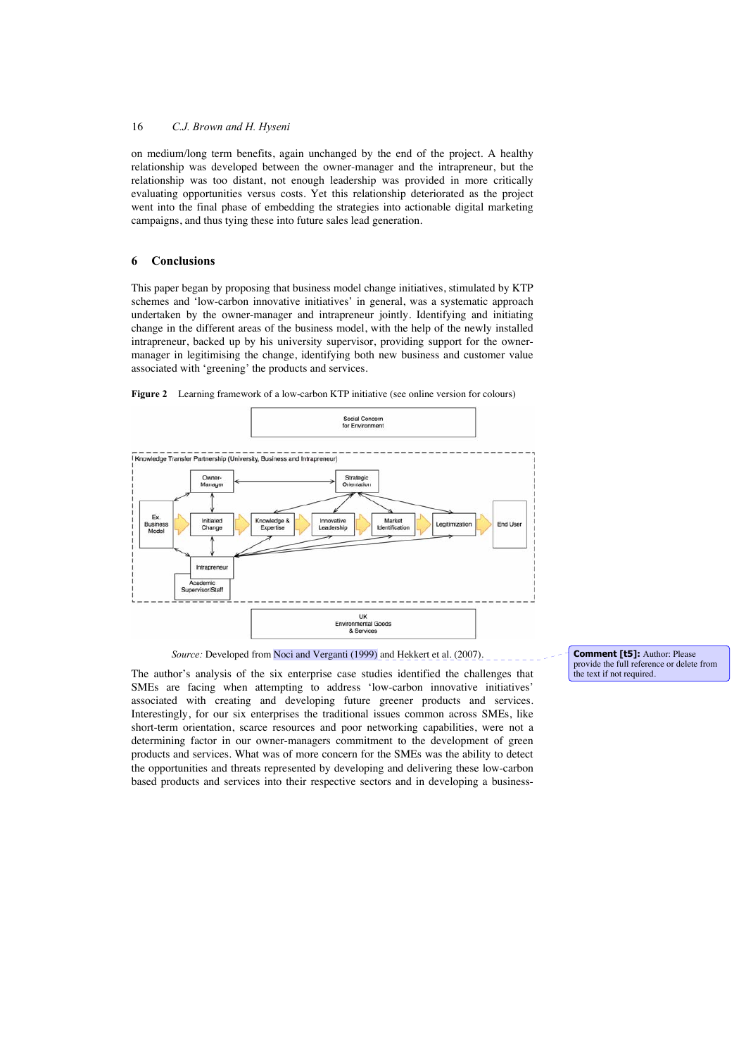on medium/long term benefits, again unchanged by the end of the project. A healthy relationship was developed between the owner-manager and the intrapreneur, but the relationship was too distant, not enough leadership was provided in more critically evaluating opportunities versus costs. Yet this relationship deteriorated as the project went into the final phase of embedding the strategies into actionable digital marketing campaigns, and thus tying these into future sales lead generation.

## 6 Conclusions

This paper began by proposing that business model change initiatives, stimulated by KTP schemes and 'low-carbon innovative initiatives' in general, was a systematic approach undertaken by the owner-manager and intrapreneur jointly. Identifying and initiating change in the different areas of the business model, with the help of the newly installed intrapreneur, backed up by his university supervisor, providing support for the owner-manager in legitimising the change, identifying both new business and customer value associated with 'greening' the products and services.

**Figure 2** Learning framework of a low-carbon KTP initiative (see online version for colours)

*Source:* Developed from Noci and Verganti (1999) and Hekkert et al. (2007).

The author's analysis of the six enterprise case studies identified the challenges that SMEs are facing when attempting to address 'low-carbon innovative initiatives' associated with creating and developing future greener products and services. Interestingly, for our six enterprises the traditional issues common across SMEs, like short-term orientation, scarce resources and poor networking capabilities, were not a determining factor in our owner-managers commitment to the development of green products and services. What was of more concern for the SMEs was the ability to detect the opportunities and threats represented by developing and delivering these low-carbon based products and services into their respective sectors and in developing a business-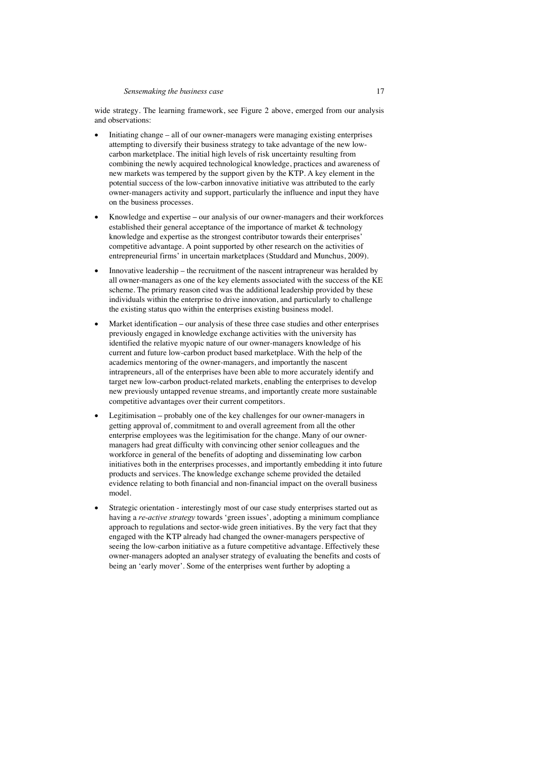wide strategy. The learning framework, see Figure 2 above, emerged from our analysis and observations:

- Initiating change – all of our owner-managers were managing existing enterprises attempting to diversify their business strategy to take advantage of the new low-carbon marketplace. The initial high levels of risk uncertainty resulting from combining the newly acquired technological knowledge, practices and awareness of new markets was tempered by the support given by the KTP. A key element in the potential success of the low-carbon innovative initiative was attributed to the early owner-managers activity and support, particularly the influence and input they have on the business processes.
- Knowledge and expertise – our analysis of our owner-managers and their workforces established their general acceptance of the importance of market & technology knowledge and expertise as the strongest contributor towards their enterprises' competitive advantage. A point supported by other research on the activities of entrepreneurial firms' in uncertain marketplaces (Studdard and Munchus, 2009).
- Innovative leadership – the recruitment of the nascent intrapreneur was heralded by all owner-managers as one of the key elements associated with the success of the KE scheme. The primary reason cited was the additional leadership provided by these individuals within the enterprise to drive innovation, and particularly to challenge the existing status quo within the enterprises existing business model.
- Market identification – our analysis of these three case studies and other enterprises previously engaged in knowledge exchange activities with the university has identified the relative myopic nature of our owner-managers knowledge of his current and future low-carbon product based marketplace. With the help of the academics mentoring of the owner-managers, and importantly the nascent intrapreneurs, all of the enterprises have been able to more accurately identify and target new low-carbon product-related markets, enabling the enterprises to develop new previously untapped revenue streams, and importantly create more sustainable competitive advantages over their current competitors.
- Legitimisation – probably one of the key challenges for our owner-managers in getting approval of, commitment to and overall agreement from all the other enterprise employees was the legitimisation for the change. Many of our owner-managers had great difficulty with convincing other senior colleagues and the workforce in general of the benefits of adopting and disseminating low carbon initiatives both in the enterprises processes, and importantly embedding it into future products and services. The knowledge exchange scheme provided the detailed evidence relating to both financial and non-financial impact on the overall business model.
- Strategic orientation - interestingly most of our case study enterprises started out as having a *re-active strategy* towards 'green issues', adopting a minimum compliance approach to regulations and sector-wide green initiatives. By the very fact that they engaged with the KTP already had changed the owner-managers perspective of seeing the low-carbon initiative as a future competitive advantage. Effectively these owner-managers adopted an analyser strategy of evaluating the benefits and costs of being an 'early mover'. Some of the enterprises went further by adopting a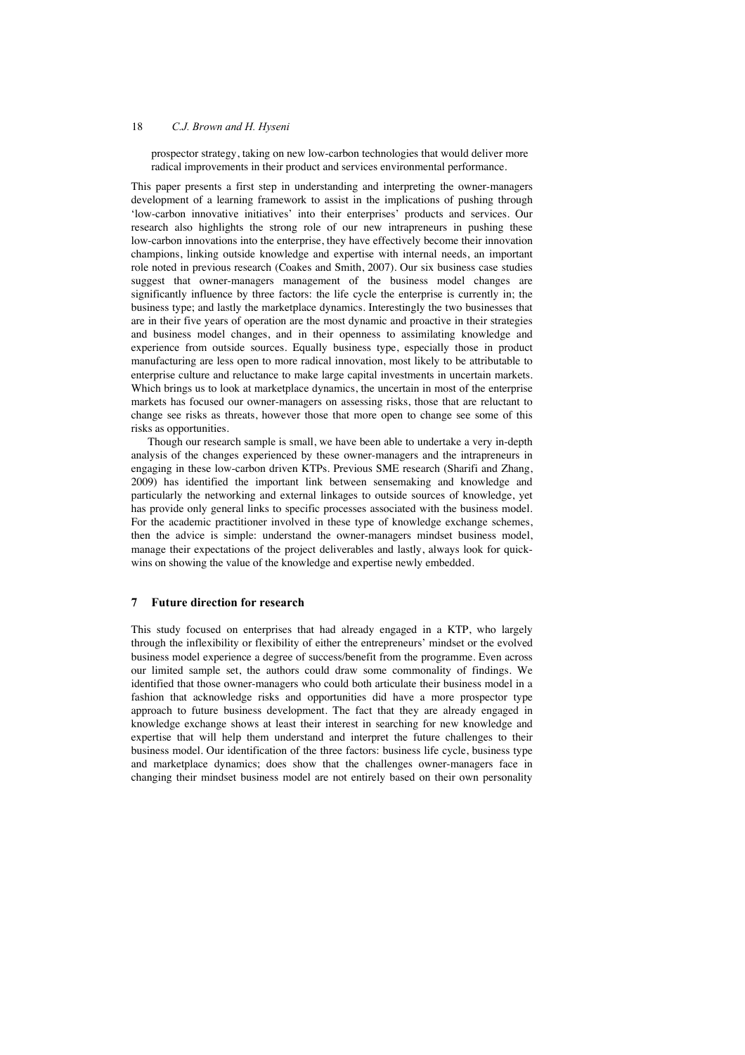prospector strategy, taking on new low-carbon technologies that would deliver more radical improvements in their product and services environmental performance.

This paper presents a first step in understanding and interpreting the owner-managers development of a learning framework to assist in the implications of pushing through 'low-carbon innovative initiatives' into their enterprises' products and services. Our research also highlights the strong role of our new intrapreneurs in pushing these low-carbon innovations into the enterprise, they have effectively become their innovation champions, linking outside knowledge and expertise with internal needs, an important role noted in previous research (Coakes and Smith, 2007). Our six business case studies suggest that owner-managers management of the business model changes are significantly influence by three factors: the life cycle the enterprise is currently in; the business type; and lastly the marketplace dynamics. Interestingly the two businesses that are in their five years of operation are the most dynamic and proactive in their strategies and business model changes, and in their openness to assimilating knowledge and experience from outside sources. Equally business type, especially those in product manufacturing are less open to more radical innovation, most likely to be attributable to enterprise culture and reluctance to make large capital investments in uncertain markets. Which brings us to look at marketplace dynamics, the uncertain in most of the enterprise markets has focused our owner-managers on assessing risks, those that are reluctant to change see risks as threats, however those that more open to change see some of this risks as opportunities.

Though our research sample is small, we have been able to undertake a very in-depth analysis of the changes experienced by these owner-managers and the intrapreneurs in engaging in these low-carbon driven KTPs. Previous SME research (Sharifi and Zhang, 2009) has identified the important link between sensemaking and knowledge and particularly the networking and external linkages to outside sources of knowledge, yet has provide only general links to specific processes associated with the business model. For the academic practitioner involved in these type of knowledge exchange schemes, then the advice is simple: understand the owner-managers mindset business model, manage their expectations of the project deliverables and lastly, always look for quick-wins on showing the value of the knowledge and expertise newly embedded.

## 7 Future direction for research

This study focused on enterprises that had already engaged in a KTP, who largely through the inflexibility or flexibility of either the entrepreneurs' mindset or the evolved business model experience a degree of success/benefit from the programme. Even across our limited sample set, the authors could draw some commonality of findings. We identified that those owner-managers who could both articulate their business model in a fashion that acknowledge risks and opportunities did have a more prospector type approach to future business development. The fact that they are already engaged in knowledge exchange shows at least their interest in searching for new knowledge and expertise that will help them understand and interpret the future challenges to their business model. Our identification of the three factors: business life cycle, business type and marketplace dynamics; does show that the challenges owner-managers face in changing their mindset business model are not entirely based on their own personality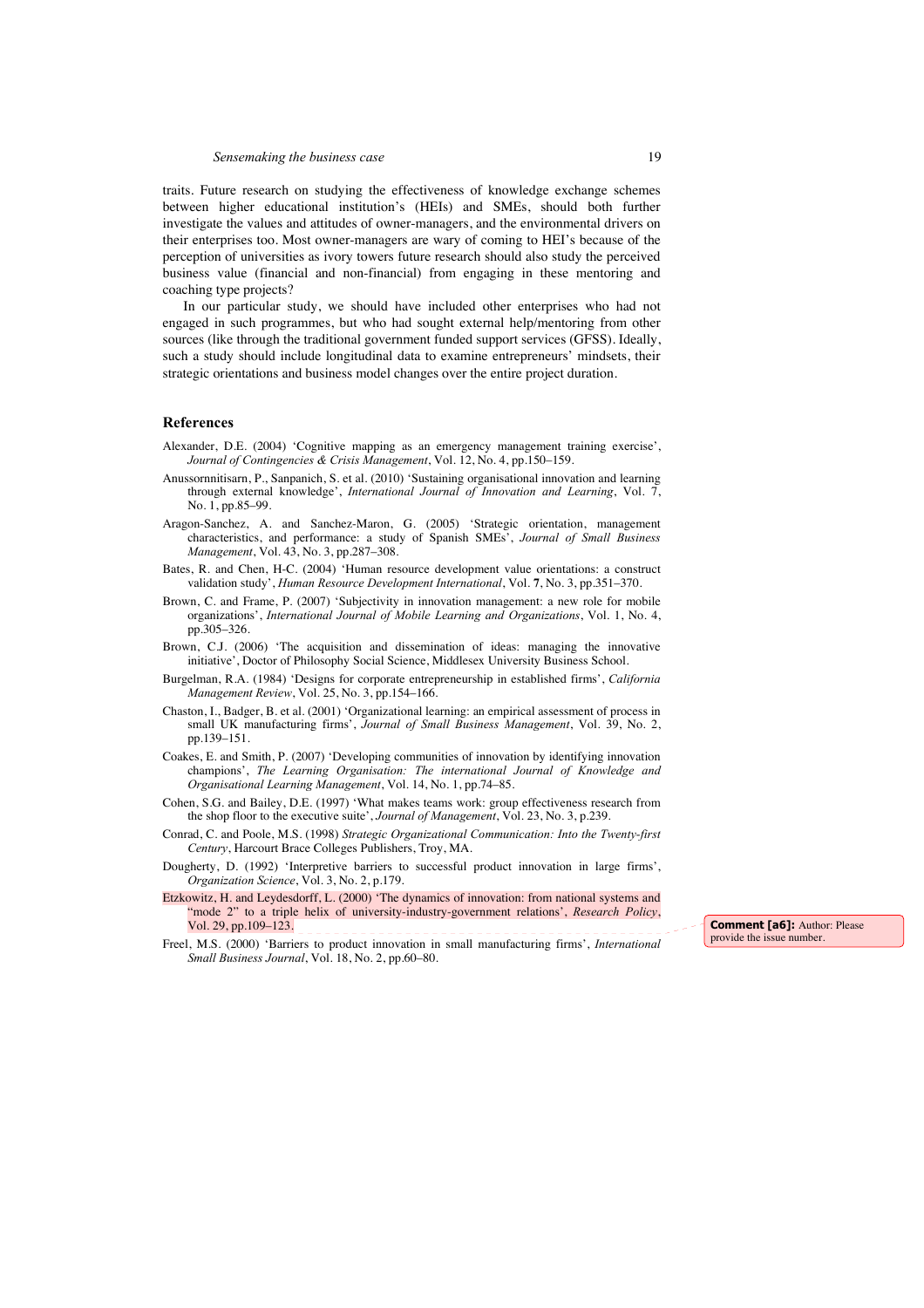traits. Future research on studying the effectiveness of knowledge exchange schemes between higher educational institution's (HEIs) and SMEs, should both further investigate the values and attitudes of owner-managers, and the environmental drivers on their enterprises too. Most owner-managers are wary of coming to HEI's because of the perception of universities as ivory towers future research should also study the perceived business value (financial and non-financial) from engaging in these mentoring and coaching type projects?

In our particular study, we should have included other enterprises who had not engaged in such programmes, but who had sought external help/mentoring from other sources (like through the traditional government funded support services (GFSS). Ideally, such a study should include longitudinal data to examine entrepreneurs' mindsets, their strategic orientations and business model changes over the entire project duration.

## References

Alexander, D.E. (2004) 'Cognitive mapping as an emergency management training exercise', *Journal of Contingencies & Crisis Management*, Vol. 12, No. 4, pp.150–159.

Anussornnitisarn, P., Sanpanich, S. et al. (2010) 'Sustaining organisational innovation and learning through external knowledge', *International Journal of Innovation and Learning*, Vol. 7, No. 1, pp.85–99.

Aragon-Sanchez, A. and Sanchez-Maron, G. (2005) 'Strategic orientation, management characteristics, and performance: a study of Spanish SMEs', *Journal of Small Business Management*, Vol. 43, No. 3, pp.287–308.

Bates, R. and Chen, H-C. (2004) 'Human resource development value orientations: a construct validation study', *Human Resource Development International*, Vol. **7**, No. 3, pp.351–370.

Brown, C. and Frame, P. (2007) 'Subjectivity in innovation management: a new role for mobile organizations', *International Journal of Mobile Learning and Organizations*, Vol. 1, No. 4, pp.305–326.

Brown, C.J. (2006) 'The acquisition and dissemination of ideas: managing the innovative initiative', Doctor of Philosophy Social Science, Middlesex University Business School.

Burgelman, R.A. (1984) 'Designs for corporate entrepreneurship in established firms', *California Management Review*, Vol. 25, No. 3, pp.154–166.

Chaston, I., Badger, B. et al. (2001) 'Organizational learning: an empirical assessment of process in small UK manufacturing firms', *Journal of Small Business Management*, Vol. 39, No. 2, pp.139–151.

Coakes, E. and Smith, P. (2007) 'Developing communities of innovation by identifying innovation champions', *The Learning Organisation: The international Journal of Knowledge and Organisational Learning Management*, Vol. 14, No. 1, pp.74–85.

Cohen, S.G. and Bailey, D.E. (1997) 'What makes teams work: group effectiveness research from the shop floor to the executive suite', *Journal of Management*, Vol. 23, No. 3, p.239.

Conrad, C. and Poole, M.S. (1998) *Strategic Organizational Communication: Into the Twenty-first Century*, Harcourt Brace Colleges Publishers, Troy, MA.

Dougherty, D. (1992) 'Interpretive barriers to successful product innovation in large firms', *Organization Science*, Vol. 3, No. 2, p.179.

Etzkowitz, H. and Leydesdorff, L. (2000) 'The dynamics of innovation: from national systems and "mode 2" to a triple helix of university-industry-government relations', *Research Policy*, Vol. 29, pp.109–123.

Freel, M.S. (2000) 'Barriers to product innovation in small manufacturing firms', *International Small Business Journal*, Vol. 18, No. 2, pp.60–80.

**Comment [a6]:** Author: Please provide the issue number.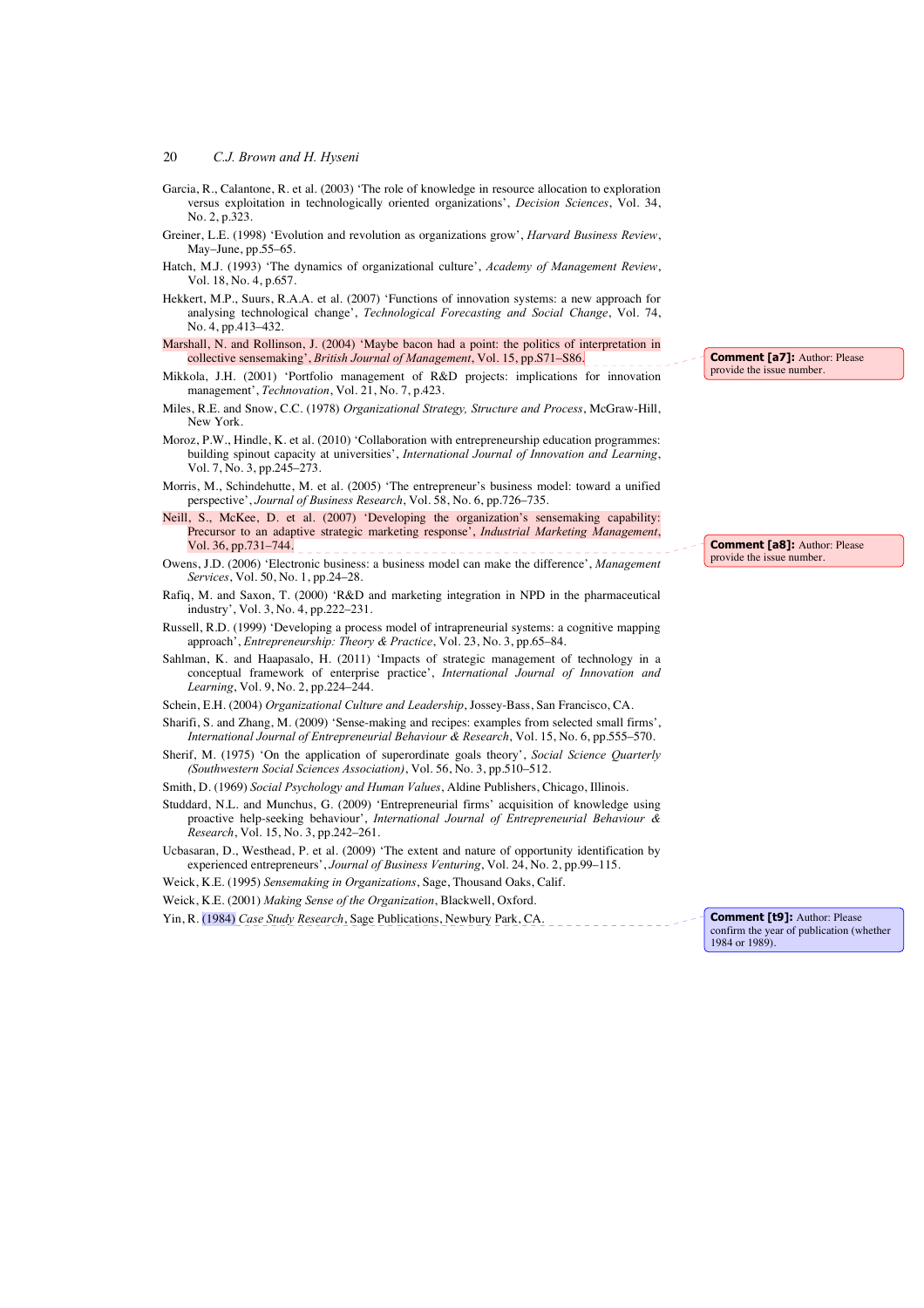Garcia, R., Calantone, R. et al. (2003) 'The role of knowledge in resource allocation to exploration versus exploitation in technologically oriented organizations', *Decision Sciences*, Vol. 34, No. 2, p.323.

Greiner, L.E. (1998) 'Evolution and revolution as organizations grow', *Harvard Business Review*, May–June, pp.55–65.

Hatch, M.J. (1993) 'The dynamics of organizational culture', *Academy of Management Review*, Vol. 18, No. 4, p.657.

Hekkert, M.P., Suurs, R.A.A. et al. (2007) 'Functions of innovation systems: a new approach for analysing technological change', *Technological Forecasting and Social Change*, Vol. 74, No. 4, pp.413–432.

Marshall, N. and Rollinson, J. (2004) 'Maybe bacon had a point: the politics of interpretation in collective sensemaking', *British Journal of Management*, Vol. 15, pp.S71–S86.

**Comment [a7]:** Author: Please provide the issue number.

Mikkola, J.H. (2001) 'Portfolio management of R&D projects: implications for innovation management', *Technovation*, Vol. 21, No. 7, p.423.

Miles, R.E. and Snow, C.C. (1978) *Organizational Strategy, Structure and Process*, McGraw-Hill, New York.

Moroz, P.W., Hindle, K. et al. (2010) 'Collaboration with entrepreneurship education programmes: building spinout capacity at universities', *International Journal of Innovation and Learning*, Vol. 7, No. 3, pp.245–273.

Morris, M., Schindehutte, M. et al. (2005) 'The entrepreneur's business model: toward a unified perspective', *Journal of Business Research*, Vol. 58, No. 6, pp.726–735.

Neill, S., McKee, D. et al. (2007) 'Developing the organization's sensemaking capability: Precursor to an adaptive strategic marketing response', *Industrial Marketing Management*, Vol. 36, pp.731–744.

**Comment [a8]:** Author: Please provide the issue number.

Owens, J.D. (2006) 'Electronic business: a business model can make the difference', *Management Services*, Vol. 50, No. 1, pp.24–28.

Rafiq, M. and Saxon, T. (2000) 'R&D and marketing integration in NPD in the pharmaceutical industry', Vol. 3, No. 4, pp.222–231.

Russell, R.D. (1999) 'Developing a process model of intrapreneurial systems: a cognitive mapping approach', *Entrepreneurship: Theory & Practice*, Vol. 23, No. 3, pp.65–84.

Sahlman, K. and Haapasalo, H. (2011) 'Impacts of strategic management of technology in a conceptual framework of enterprise practice', *International Journal of Innovation and Learning*, Vol. 9, No. 2, pp.224–244.

Schein, E.H. (2004) *Organizational Culture and Leadership*, Jossey-Bass, San Francisco, CA.

Sharifi, S. and Zhang, M. (2009) 'Sense-making and recipes: examples from selected small firms', *International Journal of Entrepreneurial Behaviour & Research*, Vol. 15, No. 6, pp.555–570.

Sherif, M. (1975) 'On the application of superordinate goals theory', *Social Science Quarterly (Southwestern Social Sciences Association)*, Vol. 56, No. 3, pp.510–512.

Smith, D. (1969) *Social Psychology and Human Values*, Aldine Publishers, Chicago, Illinois.

Studdard, N.L. and Munchus, G. (2009) 'Entrepreneurial firms' acquisition of knowledge using proactive help-seeking behaviour', *International Journal of Entrepreneurial Behaviour & Research*, Vol. 15, No. 3, pp.242–261.

Ucbasaran, D., Westhead, P. et al. (2009) 'The extent and nature of opportunity identification by experienced entrepreneurs', *Journal of Business Venturing*, Vol. 24, No. 2, pp.99–115.

Weick, K.E. (1995) *Sensemaking in Organizations*, Sage, Thousand Oaks, Calif.

Weick, K.E. (2001) *Making Sense of the Organization*, Blackwell, Oxford.

Yin, R. (1984) *Case Study Research*, Sage Publications, Newbury Park, CA.

**Comment [t9]:** Author: Please confirm the year of publication (whether 1984 or 1989).